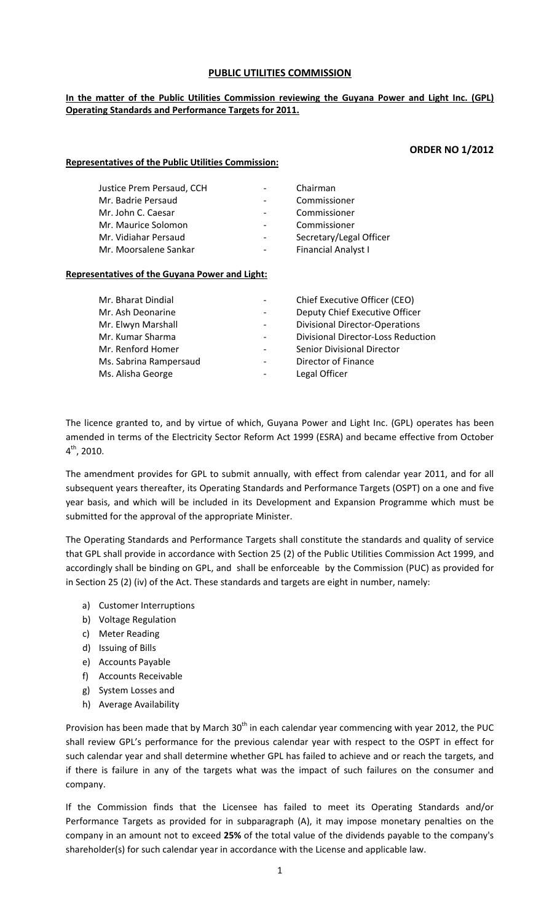# PUBLIC UTILITIES COMMISSION

**In the matter of the Public Utilities Commission reviewing the Guyana Power and Light Inc. (GPL) Operating Standards and Performance Targets for 2011.**

**ORDER NO 1/2012**

**Representatives of the Public Utilities Commission:**

| | | |
|---|---|---|
| Justice Prem Persaud, CCH | - | Chairman |
| Mr. Badrie Persaud | - | Commissioner |
| Mr. John C. Caesar | - | Commissioner |
| Mr. Maurice Solomon | - | Commissioner |
| Mr. Vidiahar Persaud | - | Secretary/Legal Officer |
| Mr. Moorsalene Sankar | - | Financial Analyst I |

**Representatives of the Guyana Power and Light:**

| | | |
|---|---|---|
| Mr. Bharat Dindial | - | Chief Executive Officer (CEO) |
| Mr. Ash Deonarine | - | Deputy Chief Executive Officer |
| Mr. Elwyn Marshall | - | Divisional Director-Operations |
| Mr. Kumar Sharma | - | Divisional Director-Loss Reduction |
| Mr. Renford Homer | - | Senior Divisional Director |
| Ms. Sabrina Rampersaud | - | Director of Finance |
| Ms. Alisha George | - | Legal Officer |

The licence granted to, and by virtue of which, Guyana Power and Light Inc. (GPL) operates has been amended in terms of the Electricity Sector Reform Act 1999 (ESRA) and became effective from October 4th, 2010.

The amendment provides for GPL to submit annually, with effect from calendar year 2011, and for all subsequent years thereafter, its Operating Standards and Performance Targets (OSPT) on a one and five year basis, and which will be included in its Development and Expansion Programme which must be submitted for the approval of the appropriate Minister.

The Operating Standards and Performance Targets shall constitute the standards and quality of service that GPL shall provide in accordance with Section 25 (2) of the Public Utilities Commission Act 1999, and accordingly shall be binding on GPL, and shall be enforceable by the Commission (PUC) as provided for in Section 25 (2) (iv) of the Act. These standards and targets are eight in number, namely:

a) Customer Interruptions
b) Voltage Regulation
c) Meter Reading
d) Issuing of Bills
e) Accounts Payable
f) Accounts Receivable
g) System Losses and
h) Average Availability

Provision has been made that by March 30th in each calendar year commencing with year 2012, the PUC shall review GPL's performance for the previous calendar year with respect to the OSPT in effect for such calendar year and shall determine whether GPL has failed to achieve and or reach the targets, and if there is failure in any of the targets what was the impact of such failures on the consumer and company.

If the Commission finds that the Licensee has failed to meet its Operating Standards and/or Performance Targets as provided for in subparagraph (A), it may impose monetary penalties on the company in an amount not to exceed **25%** of the total value of the dividends payable to the company's shareholder(s) for such calendar year in accordance with the License and applicable law.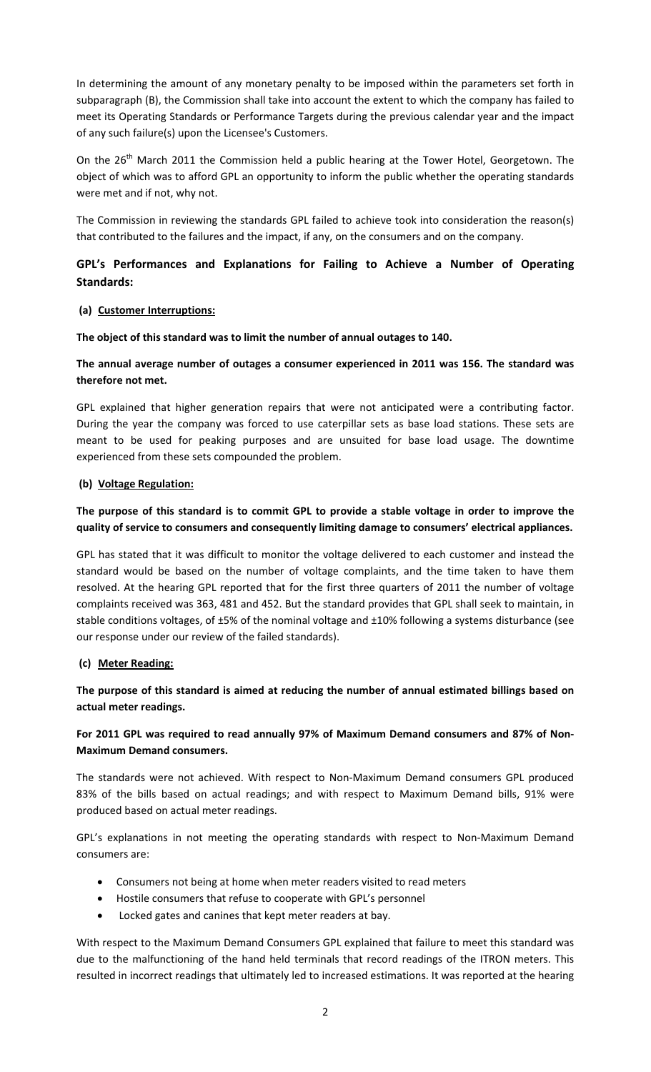In determining the amount of any monetary penalty to be imposed within the parameters set forth in subparagraph (B), the Commission shall take into account the extent to which the company has failed to meet its Operating Standards or Performance Targets during the previous calendar year and the impact of any such failure(s) upon the Licensee's Customers.

On the 26[th] March 2011 the Commission held a public hearing at the Tower Hotel, Georgetown. The object of which was to afford GPL an opportunity to inform the public whether the operating standards were met and if not, why not.

The Commission in reviewing the standards GPL failed to achieve took into consideration the reason(s) that contributed to the failures and the impact, if any, on the consumers and on the company.

## GPL's Performances and Explanations for Failing to Achieve a Number of Operating Standards:

### (a) Customer Interruptions:

**The object of this standard was to limit the number of annual outages to 140.**

**The annual average number of outages a consumer experienced in 2011 was 156. The standard was therefore not met.**

GPL explained that higher generation repairs that were not anticipated were a contributing factor. During the year the company was forced to use caterpillar sets as base load stations. These sets are meant to be used for peaking purposes and are unsuited for base load usage. The downtime experienced from these sets compounded the problem.

### (b) Voltage Regulation:

**The purpose of this standard is to commit GPL to provide a stable voltage in order to improve the quality of service to consumers and consequently limiting damage to consumers' electrical appliances.**

GPL has stated that it was difficult to monitor the voltage delivered to each customer and instead the standard would be based on the number of voltage complaints, and the time taken to have them resolved. At the hearing GPL reported that for the first three quarters of 2011 the number of voltage complaints received was 363, 481 and 452. But the standard provides that GPL shall seek to maintain, in stable conditions voltages, of ±5% of the nominal voltage and ±10% following a systems disturbance (see our response under our review of the failed standards).

### (c) Meter Reading:

**The purpose of this standard is aimed at reducing the number of annual estimated billings based on actual meter readings.**

**For 2011 GPL was required to read annually 97% of Maximum Demand consumers and 87% of Non-Maximum Demand consumers.**

The standards were not achieved. With respect to Non-Maximum Demand consumers GPL produced 83% of the bills based on actual readings; and with respect to Maximum Demand bills, 91% were produced based on actual meter readings.

GPL's explanations in not meeting the operating standards with respect to Non-Maximum Demand consumers are:

- Consumers not being at home when meter readers visited to read meters
- Hostile consumers that refuse to cooperate with GPL's personnel
- Locked gates and canines that kept meter readers at bay.

With respect to the Maximum Demand Consumers GPL explained that failure to meet this standard was due to the malfunctioning of the hand held terminals that record readings of the ITRON meters. This resulted in incorrect readings that ultimately led to increased estimations. It was reported at the hearing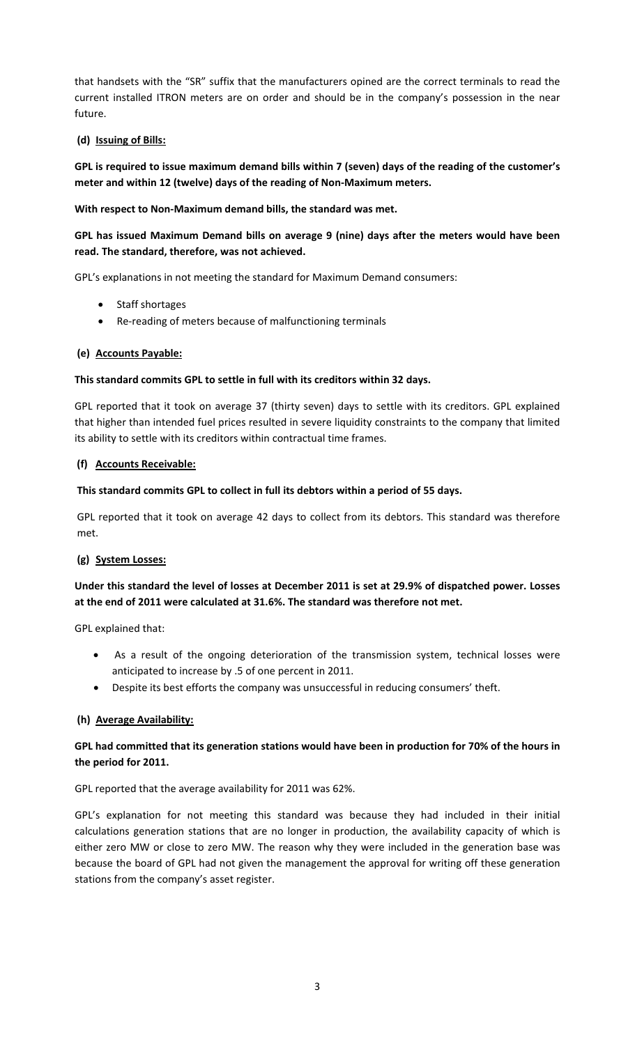that handsets with the "SR" suffix that the manufacturers opined are the correct terminals to read the current installed ITRON meters are on order and should be in the company's possession in the near future.

**(d) <u>Issuing of Bills:</u>**

**GPL is required to issue maximum demand bills within 7 (seven) days of the reading of the customer's meter and within 12 (twelve) days of the reading of Non-Maximum meters.**

**With respect to Non-Maximum demand bills, the standard was met.**

**GPL has issued Maximum Demand bills on average 9 (nine) days after the meters would have been read. The standard, therefore, was not achieved.**

GPL's explanations in not meeting the standard for Maximum Demand consumers:

- Staff shortages
- Re-reading of meters because of malfunctioning terminals

**(e) <u>Accounts Payable:</u>**

**This standard commits GPL to settle in full with its creditors within 32 days.**

GPL reported that it took on average 37 (thirty seven) days to settle with its creditors. GPL explained that higher than intended fuel prices resulted in severe liquidity constraints to the company that limited its ability to settle with its creditors within contractual time frames.

**(f) <u>Accounts Receivable:</u>**

**This standard commits GPL to collect in full its debtors within a period of 55 days.**

GPL reported that it took on average 42 days to collect from its debtors. This standard was therefore met.

**(g) <u>System Losses:</u>**

**Under this standard the level of losses at December 2011 is set at 29.9% of dispatched power. Losses at the end of 2011 were calculated at 31.6%. The standard was therefore not met.**

GPL explained that:

- As a result of the ongoing deterioration of the transmission system, technical losses were anticipated to increase by .5 of one percent in 2011.
- Despite its best efforts the company was unsuccessful in reducing consumers' theft.

**(h) <u>Average Availability:</u>**

**GPL had committed that its generation stations would have been in production for 70% of the hours in the period for 2011.**

GPL reported that the average availability for 2011 was 62%.

GPL's explanation for not meeting this standard was because they had included in their initial calculations generation stations that are no longer in production, the availability capacity of which is either zero MW or close to zero MW. The reason why they were included in the generation base was because the board of GPL had not given the management the approval for writing off these generation stations from the company's asset register.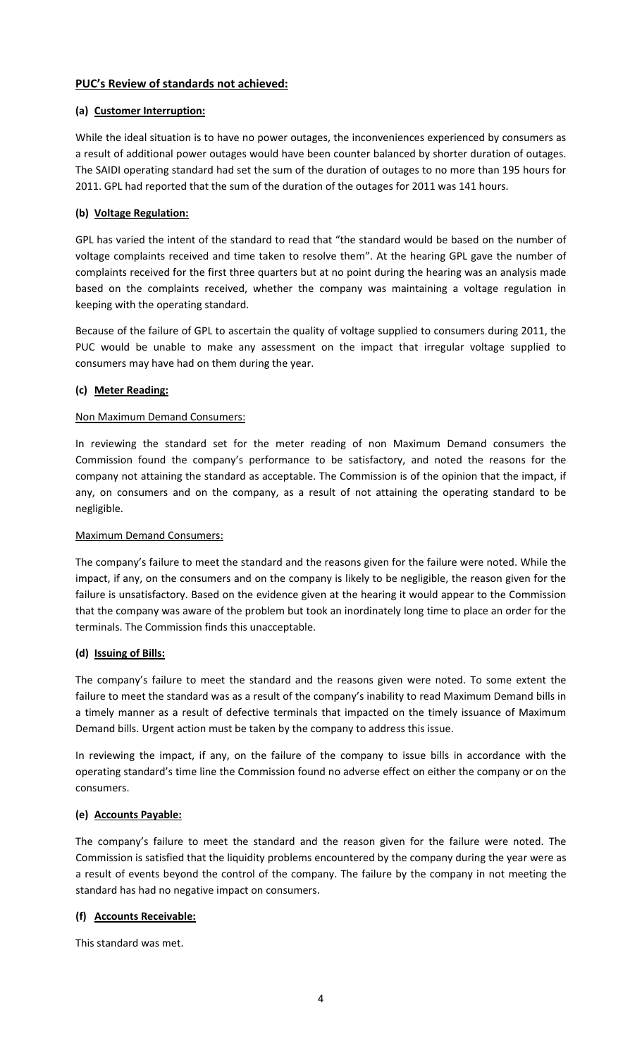## PUC's Review of standards not achieved:

### (a) Customer Interruption:

While the ideal situation is to have no power outages, the inconveniences experienced by consumers as a result of additional power outages would have been counter balanced by shorter duration of outages. The SAIDI operating standard had set the sum of the duration of outages to no more than 195 hours for 2011. GPL had reported that the sum of the duration of the outages for 2011 was 141 hours.

### (b) Voltage Regulation:

GPL has varied the intent of the standard to read that "the standard would be based on the number of voltage complaints received and time taken to resolve them". At the hearing GPL gave the number of complaints received for the first three quarters but at no point during the hearing was an analysis made based on the complaints received, whether the company was maintaining a voltage regulation in keeping with the operating standard.

Because of the failure of GPL to ascertain the quality of voltage supplied to consumers during 2011, the PUC would be unable to make any assessment on the impact that irregular voltage supplied to consumers may have had on them during the year.

### (c) Meter Reading:

Non Maximum Demand Consumers:

In reviewing the standard set for the meter reading of non Maximum Demand consumers the Commission found the company's performance to be satisfactory, and noted the reasons for the company not attaining the standard as acceptable. The Commission is of the opinion that the impact, if any, on consumers and on the company, as a result of not attaining the operating standard to be negligible.

Maximum Demand Consumers:

The company's failure to meet the standard and the reasons given for the failure were noted. While the impact, if any, on the consumers and on the company is likely to be negligible, the reason given for the failure is unsatisfactory. Based on the evidence given at the hearing it would appear to the Commission that the company was aware of the problem but took an inordinately long time to place an order for the terminals. The Commission finds this unacceptable.

### (d) Issuing of Bills:

The company's failure to meet the standard and the reasons given were noted. To some extent the failure to meet the standard was as a result of the company's inability to read Maximum Demand bills in a timely manner as a result of defective terminals that impacted on the timely issuance of Maximum Demand bills. Urgent action must be taken by the company to address this issue.

In reviewing the impact, if any, on the failure of the company to issue bills in accordance with the operating standard's time line the Commission found no adverse effect on either the company or on the consumers.

### (e) Accounts Payable:

The company's failure to meet the standard and the reason given for the failure were noted. The Commission is satisfied that the liquidity problems encountered by the company during the year were as a result of events beyond the control of the company. The failure by the company in not meeting the standard has had no negative impact on consumers.

### (f) Accounts Receivable:

This standard was met.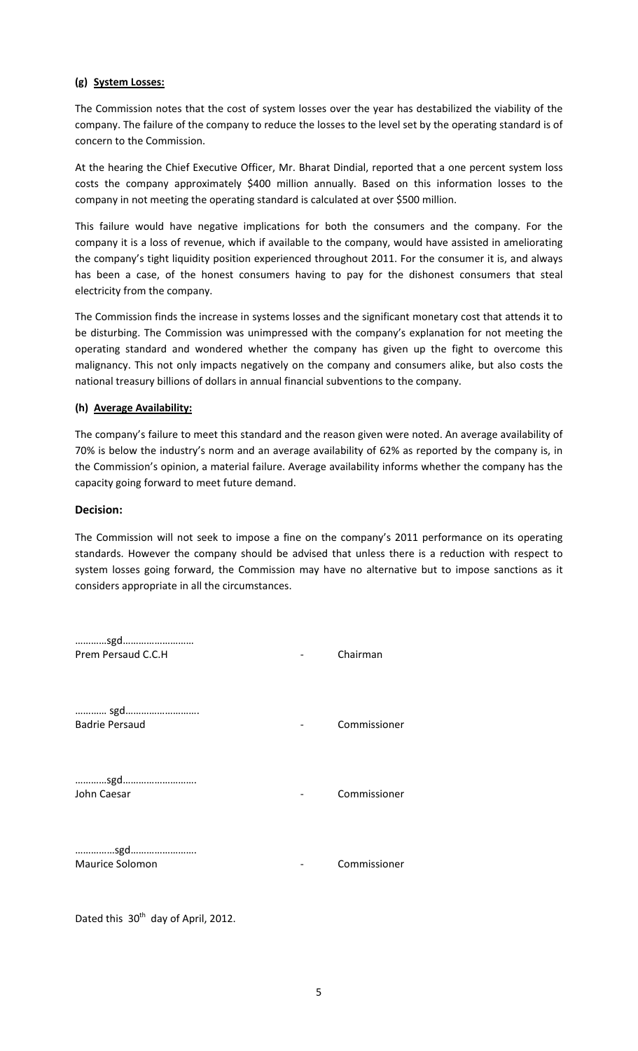**(g) System Losses:**

The Commission notes that the cost of system losses over the year has destabilized the viability of the company. The failure of the company to reduce the losses to the level set by the operating standard is of concern to the Commission.

At the hearing the Chief Executive Officer, Mr. Bharat Dindial, reported that a one percent system loss costs the company approximately $400 million annually. Based on this information losses to the company in not meeting the operating standard is calculated at over $500 million.

This failure would have negative implications for both the consumers and the company. For the company it is a loss of revenue, which if available to the company, would have assisted in ameliorating the company's tight liquidity position experienced throughout 2011. For the consumer it is, and always has been a case, of the honest consumers having to pay for the dishonest consumers that steal electricity from the company.

The Commission finds the increase in systems losses and the significant monetary cost that attends it to be disturbing. The Commission was unimpressed with the company's explanation for not meeting the operating standard and wondered whether the company has given up the fight to overcome this malignancy. This not only impacts negatively on the company and consumers alike, but also costs the national treasury billions of dollars in annual financial subventions to the company.

**(h) Average Availability:**

The company's failure to meet this standard and the reason given were noted. An average availability of 70% is below the industry's norm and an average availability of 62% as reported by the company is, in the Commission's opinion, a material failure. Average availability informs whether the company has the capacity going forward to meet future demand.

**Decision:**

The Commission will not seek to impose a fine on the company's 2011 performance on its operating standards. However the company should be advised that unless there is a reduction with respect to system losses going forward, the Commission may have no alternative but to impose sanctions as it considers appropriate in all the circumstances.

…………sgd………………………
Prem Persaud C.C.H - Chairman

………… sgd……………………….
Badrie Persaud - Commissioner

…………sgd……………………….
John Caesar - Commissioner

……………sgd…………………….
Maurice Solomon - Commissioner

Dated this 30th day of April, 2012.